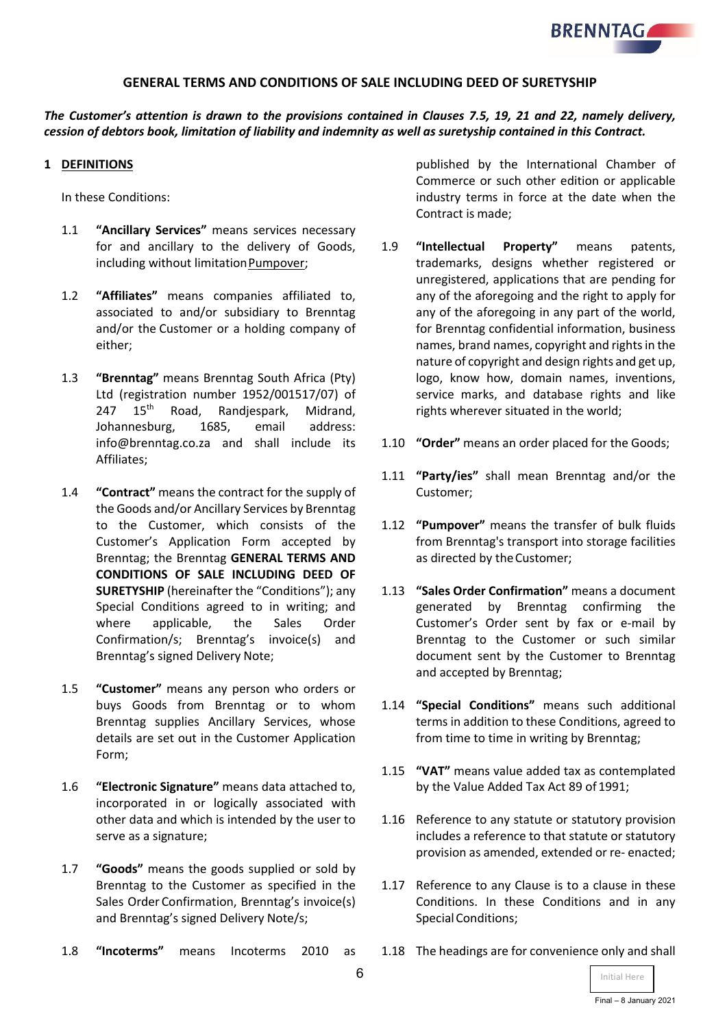## GENERAL TERMS AND CONDITIONS OF SALE INCLUDING DEED OF SURETYSHIP

***The Customer's attention is drawn to the provisions contained in Clauses 7.5, 19, 21 and 22, namely delivery, cession of debtors book, limitation of liability and indemnity as well as suretyship contained in this Contract.***

### 1 DEFINITIONS

In these Conditions:

1.1 **"Ancillary Services"** means services necessary for and ancillary to the delivery of Goods, including without limitation Pumpover;

1.2 **"Affiliates"** means companies affiliated to, associated to and/or subsidiary to Brenntag and/or the Customer or a holding company of either;

1.3 **"Brenntag"** means Brenntag South Africa (Pty) Ltd (registration number 1952/001517/07) of 247 15th Road, Randjespark, Midrand, Johannesburg, 1685, email address: info@brenntag.co.za and shall include its Affiliates;

1.4 **"Contract"** means the contract for the supply of the Goods and/or Ancillary Services by Brenntag to the Customer, which consists of the Customer's Application Form accepted by Brenntag; the Brenntag **GENERAL TERMS AND CONDITIONS OF SALE INCLUDING DEED OF SURETYSHIP** (hereinafter the "Conditions"); any Special Conditions agreed to in writing; and where applicable, the Sales Order Confirmation/s; Brenntag's invoice(s) and Brenntag's signed Delivery Note;

1.5 **"Customer"** means any person who orders or buys Goods from Brenntag or to whom Brenntag supplies Ancillary Services, whose details are set out in the Customer Application Form;

1.6 **"Electronic Signature"** means data attached to, incorporated in or logically associated with other data and which is intended by the user to serve as a signature;

1.7 **"Goods"** means the goods supplied or sold by Brenntag to the Customer as specified in the Sales Order Confirmation, Brenntag's invoice(s) and Brenntag's signed Delivery Note/s;

1.8 **"Incoterms"** means Incoterms 2010 as published by the International Chamber of Commerce or such other edition or applicable industry terms in force at the date when the Contract is made;

1.9 **"Intellectual Property"** means patents, trademarks, designs whether registered or unregistered, applications that are pending for any of the aforegoing and the right to apply for any of the aforegoing in any part of the world, for Brenntag confidential information, business names, brand names, copyright and rights in the nature of copyright and design rights and get up, logo, know how, domain names, inventions, service marks, and database rights and like rights wherever situated in the world;

1.10 **"Order"** means an order placed for the Goods;

1.11 **"Party/ies"** shall mean Brenntag and/or the Customer;

1.12 **"Pumpover"** means the transfer of bulk fluids from Brenntag's transport into storage facilities as directed by the Customer;

1.13 **"Sales Order Confirmation"** means a document generated by Brenntag confirming the Customer's Order sent by fax or e-mail by Brenntag to the Customer or such similar document sent by the Customer to Brenntag and accepted by Brenntag;

1.14 **"Special Conditions"** means such additional terms in addition to these Conditions, agreed to from time to time in writing by Brenntag;

1.15 **"VAT"** means value added tax as contemplated by the Value Added Tax Act 89 of 1991;

1.16 Reference to any statute or statutory provision includes a reference to that statute or statutory provision as amended, extended or re- enacted;

1.17 Reference to any Clause is to a clause in these Conditions. In these Conditions and in any Special Conditions;

1.18 The headings are for convenience only and shall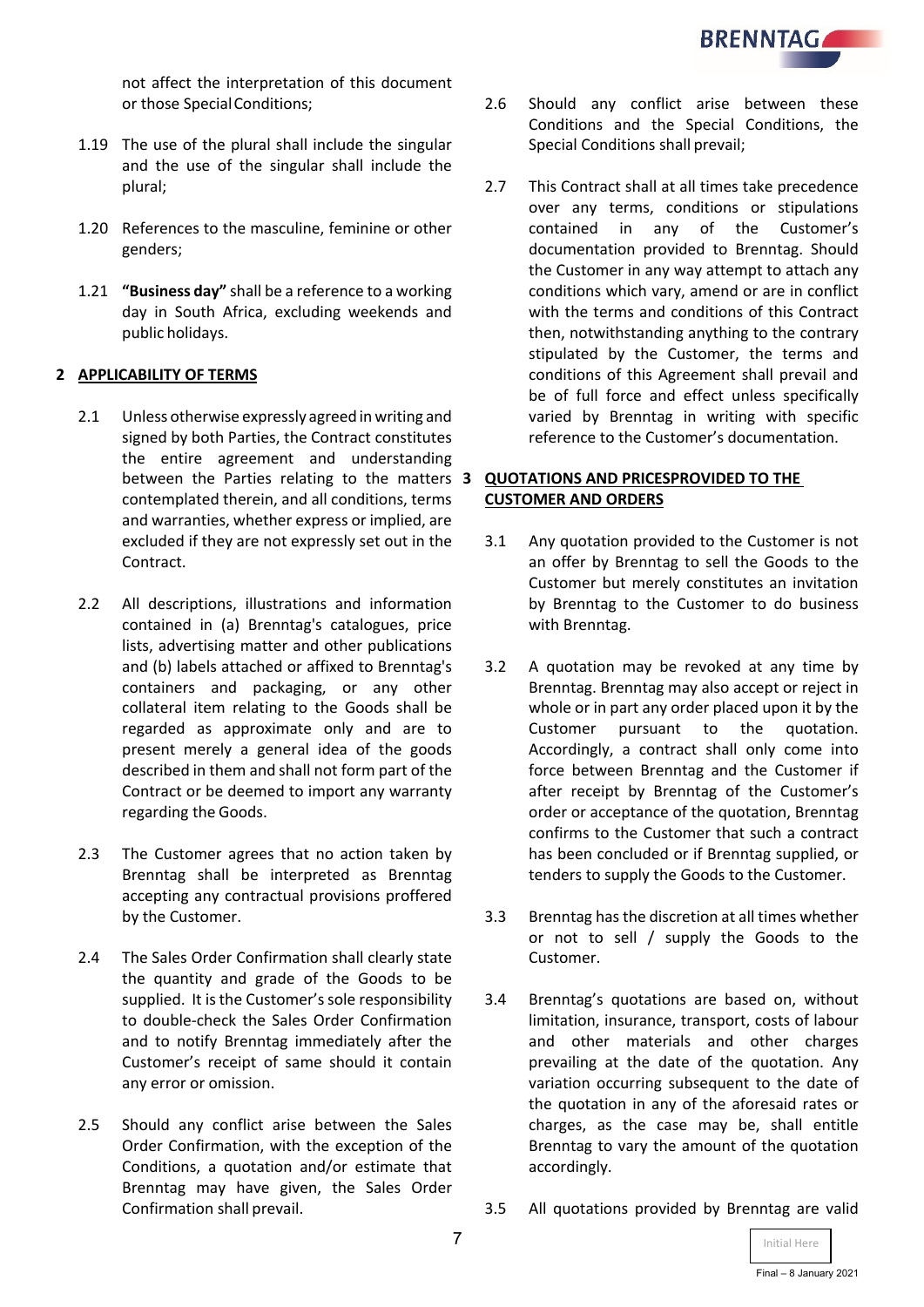not affect the interpretation of this document or those Special Conditions;

1.19 The use of the plural shall include the singular and the use of the singular shall include the plural;

1.20 References to the masculine, feminine or other genders;

1.21 **"Business day"** shall be a reference to a working day in South Africa, excluding weekends and public holidays.

## 2 APPLICABILITY OF TERMS

2.1 Unless otherwise expressly agreed in writing and signed by both Parties, the Contract constitutes the entire agreement and understanding between the Parties relating to the matters contemplated therein, and all conditions, terms and warranties, whether express or implied, are excluded if they are not expressly set out in the Contract.

2.2 All descriptions, illustrations and information contained in (a) Brenntag's catalogues, price lists, advertising matter and other publications and (b) labels attached or affixed to Brenntag's containers and packaging, or any other collateral item relating to the Goods shall be regarded as approximate only and are to present merely a general idea of the goods described in them and shall not form part of the Contract or be deemed to import any warranty regarding the Goods.

2.3 The Customer agrees that no action taken by Brenntag shall be interpreted as Brenntag accepting any contractual provisions proffered by the Customer.

2.4 The Sales Order Confirmation shall clearly state the quantity and grade of the Goods to be supplied. It is the Customer's sole responsibility to double-check the Sales Order Confirmation and to notify Brenntag immediately after the Customer's receipt of same should it contain any error or omission.

2.5 Should any conflict arise between the Sales Order Confirmation, with the exception of the Conditions, a quotation and/or estimate that Brenntag may have given, the Sales Order Confirmation shall prevail.

2.6 Should any conflict arise between these Conditions and the Special Conditions, the Special Conditions shall prevail;

2.7 This Contract shall at all times take precedence over any terms, conditions or stipulations contained in any of the Customer's documentation provided to Brenntag. Should the Customer in any way attempt to attach any conditions which vary, amend or are in conflict with the terms and conditions of this Contract then, notwithstanding anything to the contrary stipulated by the Customer, the terms and conditions of this Agreement shall prevail and be of full force and effect unless specifically varied by Brenntag in writing with specific reference to the Customer's documentation.

## 3 QUOTATIONS AND PRICESPROVIDED TO THE CUSTOMER AND ORDERS

3.1 Any quotation provided to the Customer is not an offer by Brenntag to sell the Goods to the Customer but merely constitutes an invitation by Brenntag to the Customer to do business with Brenntag.

3.2 A quotation may be revoked at any time by Brenntag. Brenntag may also accept or reject in whole or in part any order placed upon it by the Customer pursuant to the quotation. Accordingly, a contract shall only come into force between Brenntag and the Customer if after receipt by Brenntag of the Customer's order or acceptance of the quotation, Brenntag confirms to the Customer that such a contract has been concluded or if Brenntag supplied, or tenders to supply the Goods to the Customer.

3.3 Brenntag has the discretion at all times whether or not to sell / supply the Goods to the Customer.

3.4 Brenntag's quotations are based on, without limitation, insurance, transport, costs of labour and other materials and other charges prevailing at the date of the quotation. Any variation occurring subsequent to the date of the quotation in any of the aforesaid rates or charges, as the case may be, shall entitle Brenntag to vary the amount of the quotation accordingly.

3.5 All quotations provided by Brenntag are valid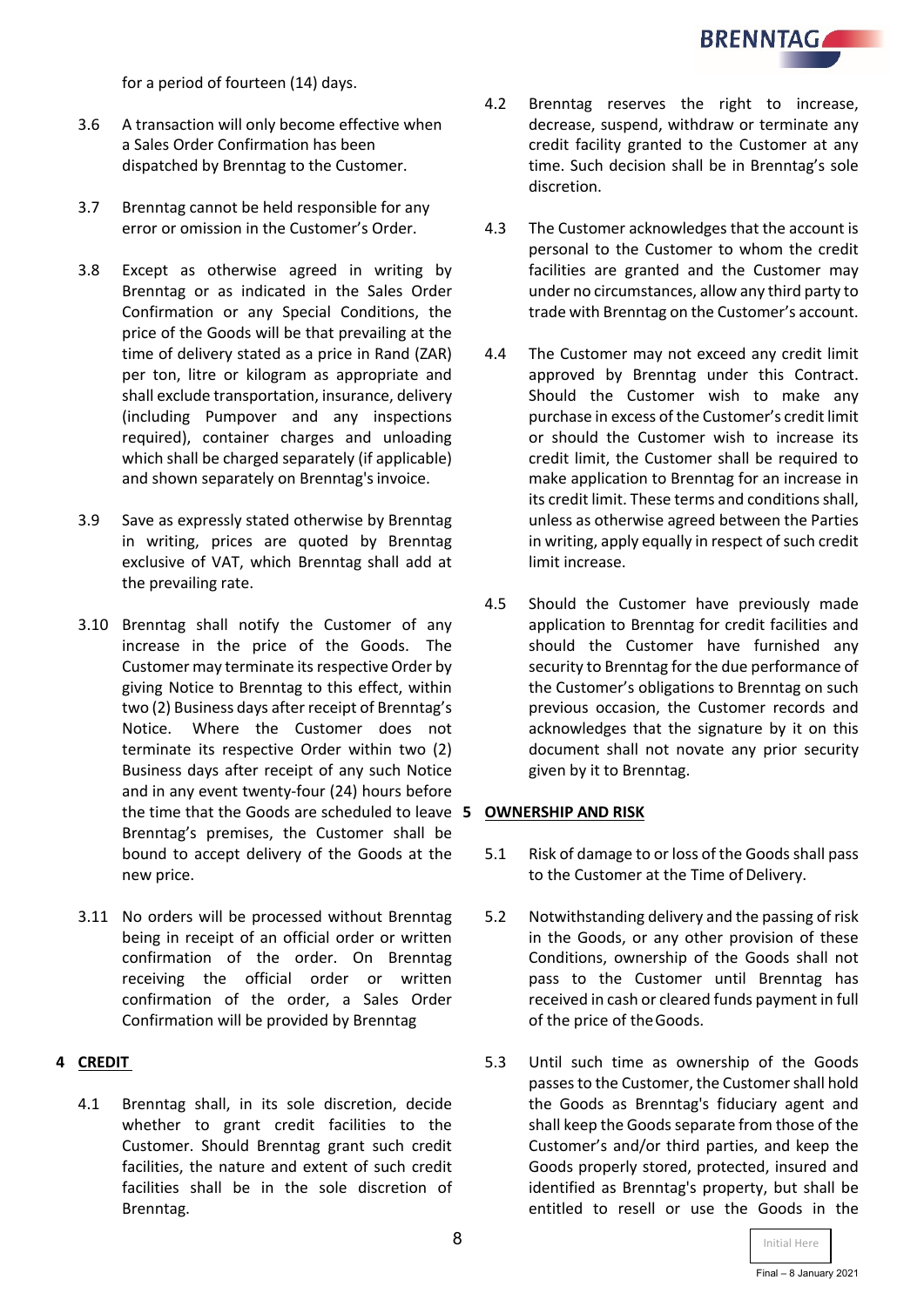for a period of fourteen (14) days.

3.6 A transaction will only become effective when a Sales Order Confirmation has been dispatched by Brenntag to the Customer.

3.7 Brenntag cannot be held responsible for any error or omission in the Customer's Order.

3.8 Except as otherwise agreed in writing by Brenntag or as indicated in the Sales Order Confirmation or any Special Conditions, the price of the Goods will be that prevailing at the time of delivery stated as a price in Rand (ZAR) per ton, litre or kilogram as appropriate and shall exclude transportation, insurance, delivery (including Pumpover and any inspections required), container charges and unloading which shall be charged separately (if applicable) and shown separately on Brenntag's invoice.

3.9 Save as expressly stated otherwise by Brenntag in writing, prices are quoted by Brenntag exclusive of VAT, which Brenntag shall add at the prevailing rate.

3.10 Brenntag shall notify the Customer of any increase in the price of the Goods. The Customer may terminate its respective Order by giving Notice to Brenntag to this effect, within two (2) Business days after receipt of Brenntag's Notice. Where the Customer does not terminate its respective Order within two (2) Business days after receipt of any such Notice and in any event twenty-four (24) hours before the time that the Goods are scheduled to leave Brenntag's premises, the Customer shall be bound to accept delivery of the Goods at the new price.

3.11 No orders will be processed without Brenntag being in receipt of an official order or written confirmation of the order. On Brenntag receiving the official order or written confirmation of the order, a Sales Order Confirmation will be provided by Brenntag

## 4 CREDIT

4.1 Brenntag shall, in its sole discretion, decide whether to grant credit facilities to the Customer. Should Brenntag grant such credit facilities, the nature and extent of such credit facilities shall be in the sole discretion of Brenntag.

4.2 Brenntag reserves the right to increase, decrease, suspend, withdraw or terminate any credit facility granted to the Customer at any time. Such decision shall be in Brenntag's sole discretion.

4.3 The Customer acknowledges that the account is personal to the Customer to whom the credit facilities are granted and the Customer may under no circumstances, allow any third party to trade with Brenntag on the Customer's account.

4.4 The Customer may not exceed any credit limit approved by Brenntag under this Contract. Should the Customer wish to make any purchase in excess of the Customer's credit limit or should the Customer wish to increase its credit limit, the Customer shall be required to make application to Brenntag for an increase in its credit limit. These terms and conditions shall, unless as otherwise agreed between the Parties in writing, apply equally in respect of such credit limit increase.

4.5 Should the Customer have previously made application to Brenntag for credit facilities and should the Customer have furnished any security to Brenntag for the due performance of the Customer's obligations to Brenntag on such previous occasion, the Customer records and acknowledges that the signature by it on this document shall not novate any prior security given by it to Brenntag.

## 5 OWNERSHIP AND RISK

5.1 Risk of damage to or loss of the Goods shall pass to the Customer at the Time of Delivery.

5.2 Notwithstanding delivery and the passing of risk in the Goods, or any other provision of these Conditions, ownership of the Goods shall not pass to the Customer until Brenntag has received in cash or cleared funds payment in full of the price of the Goods.

5.3 Until such time as ownership of the Goods passes to the Customer, the Customer shall hold the Goods as Brenntag's fiduciary agent and shall keep the Goods separate from those of the Customer's and/or third parties, and keep the Goods properly stored, protected, insured and identified as Brenntag's property, but shall be entitled to resell or use the Goods in the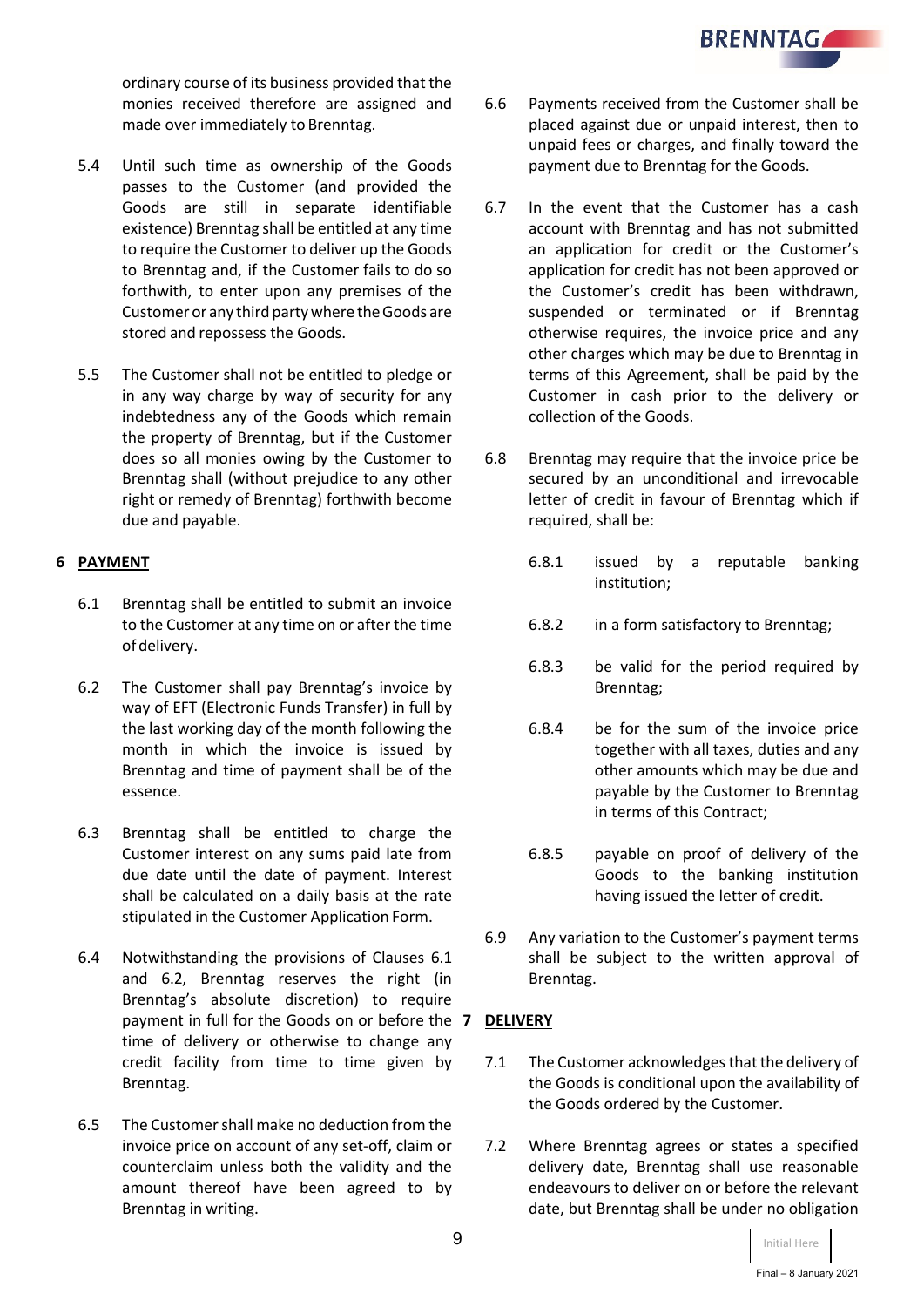ordinary course of its business provided that the monies received therefore are assigned and made over immediately to Brenntag.

5.4 Until such time as ownership of the Goods passes to the Customer (and provided the Goods are still in separate identifiable existence) Brenntag shall be entitled at any time to require the Customer to deliver up the Goods to Brenntag and, if the Customer fails to do so forthwith, to enter upon any premises of the Customer or any third party where the Goods are stored and repossess the Goods.

5.5 The Customer shall not be entitled to pledge or in any way charge by way of security for any indebtedness any of the Goods which remain the property of Brenntag, but if the Customer does so all monies owing by the Customer to Brenntag shall (without prejudice to any other right or remedy of Brenntag) forthwith become due and payable.

## 6 PAYMENT

6.1 Brenntag shall be entitled to submit an invoice to the Customer at any time on or after the time of delivery.

6.2 The Customer shall pay Brenntag's invoice by way of EFT (Electronic Funds Transfer) in full by the last working day of the month following the month in which the invoice is issued by Brenntag and time of payment shall be of the essence.

6.3 Brenntag shall be entitled to charge the Customer interest on any sums paid late from due date until the date of payment. Interest shall be calculated on a daily basis at the rate stipulated in the Customer Application Form.

6.4 Notwithstanding the provisions of Clauses 6.1 and 6.2, Brenntag reserves the right (in Brenntag's absolute discretion) to require payment in full for the Goods on or before the time of delivery or otherwise to change any credit facility from time to time given by Brenntag.

6.5 The Customer shall make no deduction from the invoice price on account of any set-off, claim or counterclaim unless both the validity and the amount thereof have been agreed to by Brenntag in writing.

6.6 Payments received from the Customer shall be placed against due or unpaid interest, then to unpaid fees or charges, and finally toward the payment due to Brenntag for the Goods.

6.7 In the event that the Customer has a cash account with Brenntag and has not submitted an application for credit or the Customer's application for credit has not been approved or the Customer's credit has been withdrawn, suspended or terminated or if Brenntag otherwise requires, the invoice price and any other charges which may be due to Brenntag in terms of this Agreement, shall be paid by the Customer in cash prior to the delivery or collection of the Goods.

6.8 Brenntag may require that the invoice price be secured by an unconditional and irrevocable letter of credit in favour of Brenntag which if required, shall be:

6.8.1 issued by a reputable banking institution;

6.8.2 in a form satisfactory to Brenntag;

6.8.3 be valid for the period required by Brenntag;

6.8.4 be for the sum of the invoice price together with all taxes, duties and any other amounts which may be due and payable by the Customer to Brenntag in terms of this Contract;

6.8.5 payable on proof of delivery of the Goods to the banking institution having issued the letter of credit.

6.9 Any variation to the Customer's payment terms shall be subject to the written approval of Brenntag.

## 7 DELIVERY

7.1 The Customer acknowledges that the delivery of the Goods is conditional upon the availability of the Goods ordered by the Customer.

7.2 Where Brenntag agrees or states a specified delivery date, Brenntag shall use reasonable endeavours to deliver on or before the relevant date, but Brenntag shall be under no obligation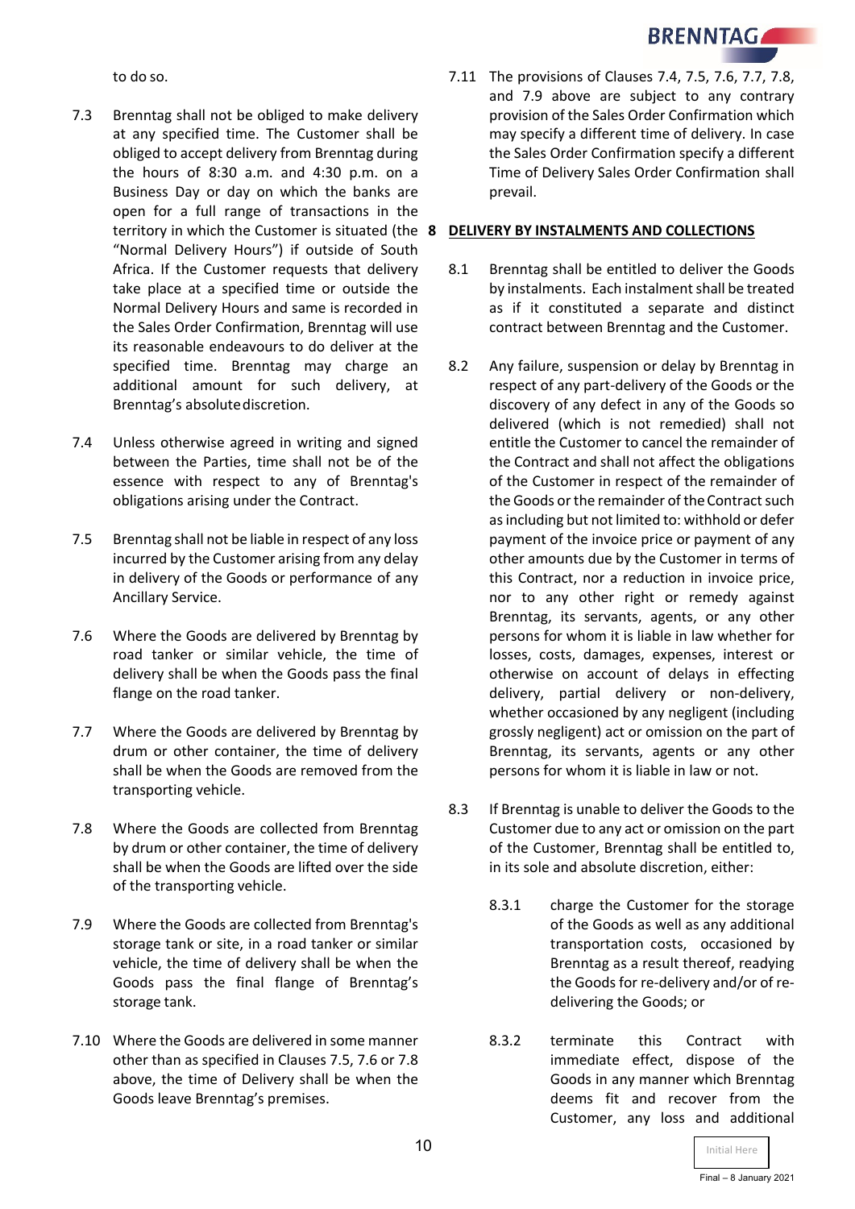to do so.

7.3 Brenntag shall not be obliged to make delivery at any specified time. The Customer shall be obliged to accept delivery from Brenntag during the hours of 8:30 a.m. and 4:30 p.m. on a Business Day or day on which the banks are open for a full range of transactions in the territory in which the Customer is situated (the "Normal Delivery Hours") if outside of South Africa. If the Customer requests that delivery take place at a specified time or outside the Normal Delivery Hours and same is recorded in the Sales Order Confirmation, Brenntag will use its reasonable endeavours to do deliver at the specified time. Brenntag may charge an additional amount for such delivery, at Brenntag's absolute discretion.

7.4 Unless otherwise agreed in writing and signed between the Parties, time shall not be of the essence with respect to any of Brenntag's obligations arising under the Contract.

7.5 Brenntag shall not be liable in respect of any loss incurred by the Customer arising from any delay in delivery of the Goods or performance of any Ancillary Service.

7.6 Where the Goods are delivered by Brenntag by road tanker or similar vehicle, the time of delivery shall be when the Goods pass the final flange on the road tanker.

7.7 Where the Goods are delivered by Brenntag by drum or other container, the time of delivery shall be when the Goods are removed from the transporting vehicle.

7.8 Where the Goods are collected from Brenntag by drum or other container, the time of delivery shall be when the Goods are lifted over the side of the transporting vehicle.

7.9 Where the Goods are collected from Brenntag's storage tank or site, in a road tanker or similar vehicle, the time of delivery shall be when the Goods pass the final flange of Brenntag's storage tank.

7.10 Where the Goods are delivered in some manner other than as specified in Clauses 7.5, 7.6 or 7.8 above, the time of Delivery shall be when the Goods leave Brenntag's premises.

7.11 The provisions of Clauses 7.4, 7.5, 7.6, 7.7, 7.8, and 7.9 above are subject to any contrary provision of the Sales Order Confirmation which may specify a different time of delivery. In case the Sales Order Confirmation specify a different Time of Delivery Sales Order Confirmation shall prevail.

## 8 DELIVERY BY INSTALMENTS AND COLLECTIONS

8.1 Brenntag shall be entitled to deliver the Goods by instalments. Each instalment shall be treated as if it constituted a separate and distinct contract between Brenntag and the Customer.

8.2 Any failure, suspension or delay by Brenntag in respect of any part-delivery of the Goods or the discovery of any defect in any of the Goods so delivered (which is not remedied) shall not entitle the Customer to cancel the remainder of the Contract and shall not affect the obligations of the Customer in respect of the remainder of the Goods or the remainder of the Contract such as including but not limited to: withhold or defer payment of the invoice price or payment of any other amounts due by the Customer in terms of this Contract, nor a reduction in invoice price, nor to any other right or remedy against Brenntag, its servants, agents, or any other persons for whom it is liable in law whether for losses, costs, damages, expenses, interest or otherwise on account of delays in effecting delivery, partial delivery or non-delivery, whether occasioned by any negligent (including grossly negligent) act or omission on the part of Brenntag, its servants, agents or any other persons for whom it is liable in law or not.

8.3 If Brenntag is unable to deliver the Goods to the Customer due to any act or omission on the part of the Customer, Brenntag shall be entitled to, in its sole and absolute discretion, either:

8.3.1 charge the Customer for the storage of the Goods as well as any additional transportation costs, occasioned by Brenntag as a result thereof, readying the Goods for re-delivery and/or of re-delivering the Goods; or

8.3.2 terminate this Contract with immediate effect, dispose of the Goods in any manner which Brenntag deems fit and recover from the Customer, any loss and additional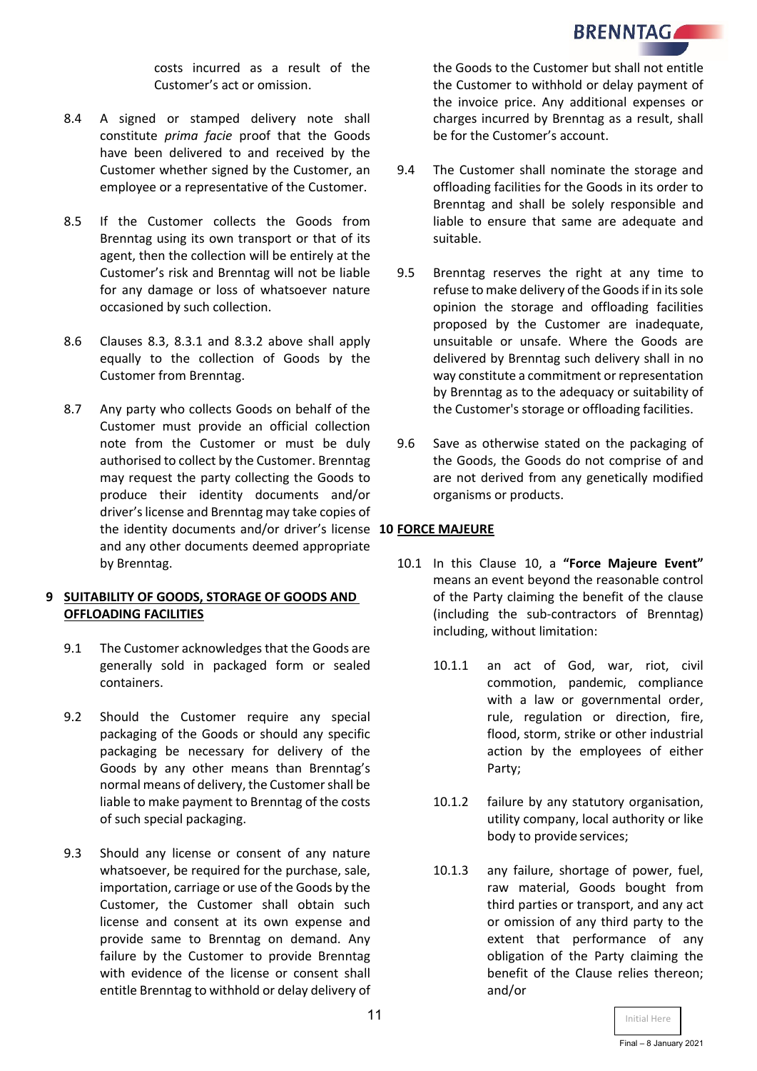costs incurred as a result of the Customer's act or omission.

8.4 A signed or stamped delivery note shall constitute *prima facie* proof that the Goods have been delivered to and received by the Customer whether signed by the Customer, an employee or a representative of the Customer.

8.5 If the Customer collects the Goods from Brenntag using its own transport or that of its agent, then the collection will be entirely at the Customer's risk and Brenntag will not be liable for any damage or loss of whatsoever nature occasioned by such collection.

8.6 Clauses 8.3, 8.3.1 and 8.3.2 above shall apply equally to the collection of Goods by the Customer from Brenntag.

8.7 Any party who collects Goods on behalf of the Customer must provide an official collection note from the Customer or must be duly authorised to collect by the Customer. Brenntag may request the party collecting the Goods to produce their identity documents and/or driver's license and Brenntag may take copies of the identity documents and/or driver's license and any other documents deemed appropriate by Brenntag.

## 9 SUITABILITY OF GOODS, STORAGE OF GOODS AND OFFLOADING FACILITIES

9.1 The Customer acknowledges that the Goods are generally sold in packaged form or sealed containers.

9.2 Should the Customer require any special packaging of the Goods or should any specific packaging be necessary for delivery of the Goods by any other means than Brenntag's normal means of delivery, the Customer shall be liable to make payment to Brenntag of the costs of such special packaging.

9.3 Should any license or consent of any nature whatsoever, be required for the purchase, sale, importation, carriage or use of the Goods by the Customer, the Customer shall obtain such license and consent at its own expense and provide same to Brenntag on demand. Any failure by the Customer to provide Brenntag with evidence of the license or consent shall entitle Brenntag to withhold or delay delivery of the Goods to the Customer but shall not entitle the Customer to withhold or delay payment of the invoice price. Any additional expenses or charges incurred by Brenntag as a result, shall be for the Customer's account.

9.4 The Customer shall nominate the storage and offloading facilities for the Goods in its order to Brenntag and shall be solely responsible and liable to ensure that same are adequate and suitable.

9.5 Brenntag reserves the right at any time to refuse to make delivery of the Goods if in its sole opinion the storage and offloading facilities proposed by the Customer are inadequate, unsuitable or unsafe. Where the Goods are delivered by Brenntag such delivery shall in no way constitute a commitment or representation by Brenntag as to the adequacy or suitability of the Customer's storage or offloading facilities.

9.6 Save as otherwise stated on the packaging of the Goods, the Goods do not comprise of and are not derived from any genetically modified organisms or products.

## 10 FORCE MAJEURE

10.1 In this Clause 10, a **"Force Majeure Event"** means an event beyond the reasonable control of the Party claiming the benefit of the clause (including the sub-contractors of Brenntag) including, without limitation:

10.1.1 an act of God, war, riot, civil commotion, pandemic, compliance with a law or governmental order, rule, regulation or direction, fire, flood, storm, strike or other industrial action by the employees of either Party;

10.1.2 failure by any statutory organisation, utility company, local authority or like body to provide services;

10.1.3 any failure, shortage of power, fuel, raw material, Goods bought from third parties or transport, and any act or omission of any third party to the extent that performance of any obligation of the Party claiming the benefit of the Clause relies thereon; and/or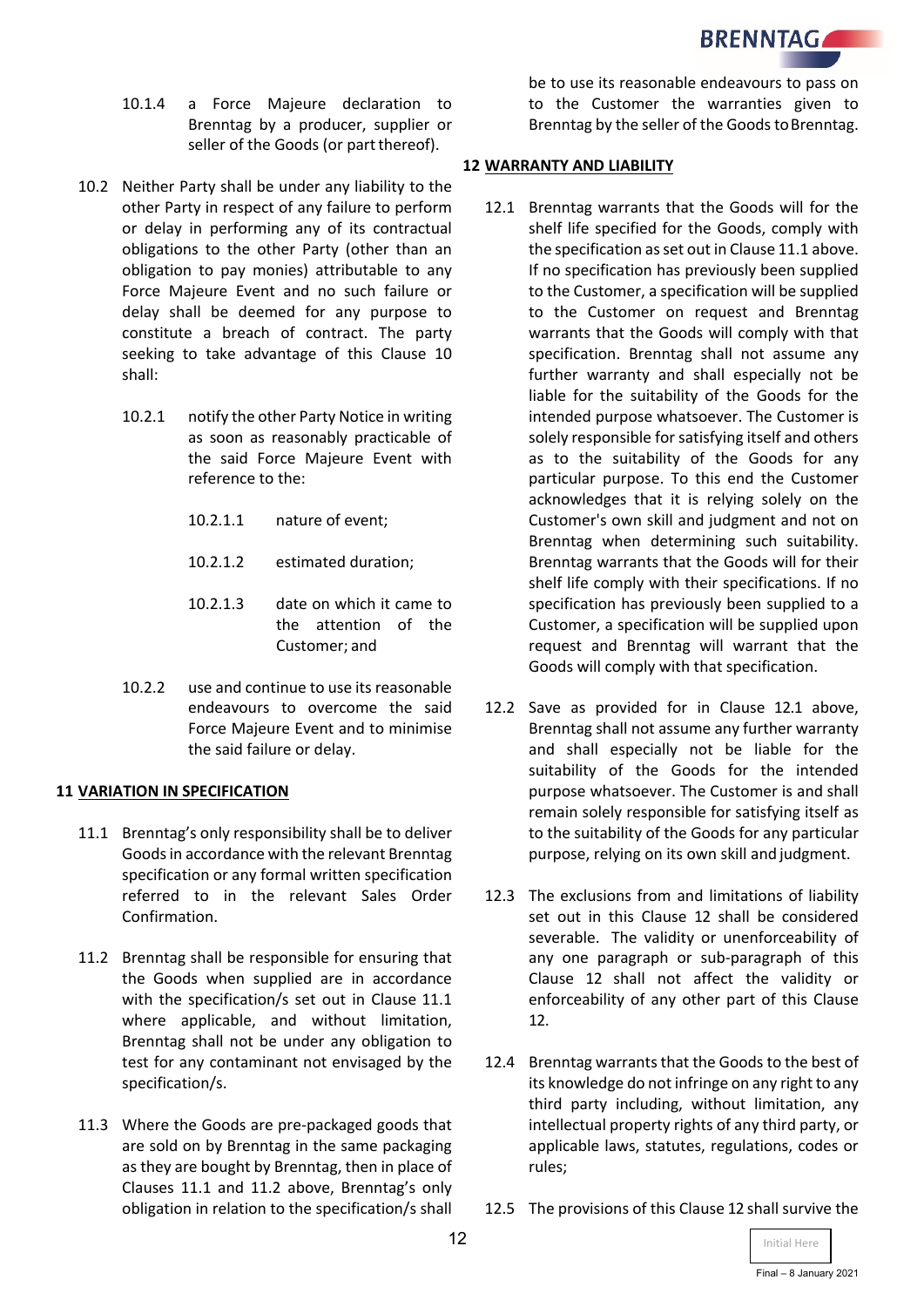10.1.4 a Force Majeure declaration to Brenntag by a producer, supplier or seller of the Goods (or part thereof).

10.2 Neither Party shall be under any liability to the other Party in respect of any failure to perform or delay in performing any of its contractual obligations to the other Party (other than an obligation to pay monies) attributable to any Force Majeure Event and no such failure or delay shall be deemed for any purpose to constitute a breach of contract. The party seeking to take advantage of this Clause 10 shall:

10.2.1 notify the other Party Notice in writing as soon as reasonably practicable of the said Force Majeure Event with reference to the:

10.2.1.1 nature of event;

10.2.1.2 estimated duration;

10.2.1.3 date on which it came to the attention of the Customer; and

10.2.2 use and continue to use its reasonable endeavours to overcome the said Force Majeure Event and to minimise the said failure or delay.

## 11 VARIATION IN SPECIFICATION

11.1 Brenntag's only responsibility shall be to deliver Goods in accordance with the relevant Brenntag specification or any formal written specification referred to in the relevant Sales Order Confirmation.

11.2 Brenntag shall be responsible for ensuring that the Goods when supplied are in accordance with the specification/s set out in Clause 11.1 where applicable, and without limitation, Brenntag shall not be under any obligation to test for any contaminant not envisaged by the specification/s.

11.3 Where the Goods are pre-packaged goods that are sold on by Brenntag in the same packaging as they are bought by Brenntag, then in place of Clauses 11.1 and 11.2 above, Brenntag's only obligation in relation to the specification/s shall be to use its reasonable endeavours to pass on to the Customer the warranties given to Brenntag by the seller of the Goods to Brenntag.

## 12 WARRANTY AND LIABILITY

12.1 Brenntag warrants that the Goods will for the shelf life specified for the Goods, comply with the specification as set out in Clause 11.1 above. If no specification has previously been supplied to the Customer, a specification will be supplied to the Customer on request and Brenntag warrants that the Goods will comply with that specification. Brenntag shall not assume any further warranty and shall especially not be liable for the suitability of the Goods for the intended purpose whatsoever. The Customer is solely responsible for satisfying itself and others as to the suitability of the Goods for any particular purpose. To this end the Customer acknowledges that it is relying solely on the Customer's own skill and judgment and not on Brenntag when determining such suitability. Brenntag warrants that the Goods will for their shelf life comply with their specifications. If no specification has previously been supplied to a Customer, a specification will be supplied upon request and Brenntag will warrant that the Goods will comply with that specification.

12.2 Save as provided for in Clause 12.1 above, Brenntag shall not assume any further warranty and shall especially not be liable for the suitability of the Goods for the intended purpose whatsoever. The Customer is and shall remain solely responsible for satisfying itself as to the suitability of the Goods for any particular purpose, relying on its own skill and judgment.

12.3 The exclusions from and limitations of liability set out in this Clause 12 shall be considered severable. The validity or unenforceability of any one paragraph or sub-paragraph of this Clause 12 shall not affect the validity or enforceability of any other part of this Clause 12.

12.4 Brenntag warrants that the Goods to the best of its knowledge do not infringe on any right to any third party including, without limitation, any intellectual property rights of any third party, or applicable laws, statutes, regulations, codes or rules;

12.5 The provisions of this Clause 12 shall survive the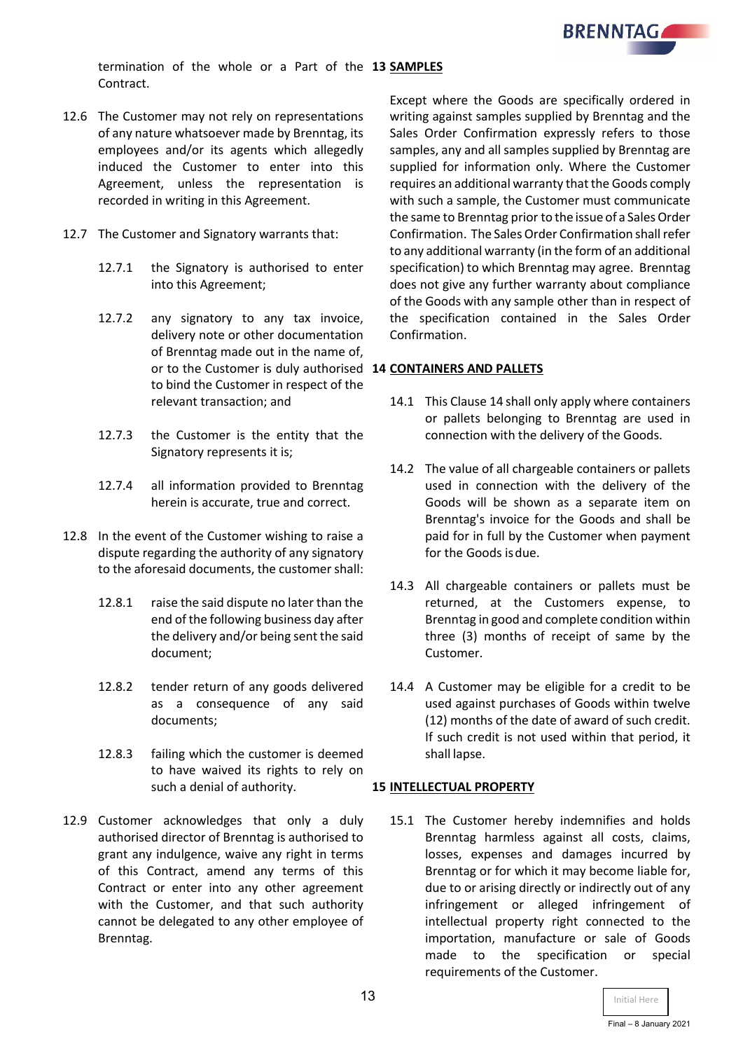termination of the whole or a Part of the Contract.

12.6 The Customer may not rely on representations of any nature whatsoever made by Brenntag, its employees and/or its agents which allegedly induced the Customer to enter into this Agreement, unless the representation is recorded in writing in this Agreement.

12.7 The Customer and Signatory warrants that:

12.7.1 the Signatory is authorised to enter into this Agreement;

12.7.2 any signatory to any tax invoice, delivery note or other documentation of Brenntag made out in the name of, or to the Customer is duly authorised to bind the Customer in respect of the relevant transaction; and

12.7.3 the Customer is the entity that the Signatory represents it is;

12.7.4 all information provided to Brenntag herein is accurate, true and correct.

12.8 In the event of the Customer wishing to raise a dispute regarding the authority of any signatory to the aforesaid documents, the customer shall:

12.8.1 raise the said dispute no later than the end of the following business day after the delivery and/or being sent the said document;

12.8.2 tender return of any goods delivered as a consequence of any said documents;

12.8.3 failing which the customer is deemed to have waived its rights to rely on such a denial of authority.

12.9 Customer acknowledges that only a duly authorised director of Brenntag is authorised to grant any indulgence, waive any right in terms of this Contract, amend any terms of this Contract or enter into any other agreement with the Customer, and that such authority cannot be delegated to any other employee of Brenntag.

## 13 SAMPLES

Except where the Goods are specifically ordered in writing against samples supplied by Brenntag and the Sales Order Confirmation expressly refers to those samples, any and all samples supplied by Brenntag are supplied for information only. Where the Customer requires an additional warranty that the Goods comply with such a sample, the Customer must communicate the same to Brenntag prior to the issue of a Sales Order Confirmation. The Sales Order Confirmation shall refer to any additional warranty (in the form of an additional specification) to which Brenntag may agree. Brenntag does not give any further warranty about compliance of the Goods with any sample other than in respect of the specification contained in the Sales Order Confirmation.

## 14 CONTAINERS AND PALLETS

14.1 This Clause 14 shall only apply where containers or pallets belonging to Brenntag are used in connection with the delivery of the Goods.

14.2 The value of all chargeable containers or pallets used in connection with the delivery of the Goods will be shown as a separate item on Brenntag's invoice for the Goods and shall be paid for in full by the Customer when payment for the Goods is due.

14.3 All chargeable containers or pallets must be returned, at the Customers expense, to Brenntag in good and complete condition within three (3) months of receipt of same by the Customer.

14.4 A Customer may be eligible for a credit to be used against purchases of Goods within twelve (12) months of the date of award of such credit. If such credit is not used within that period, it shall lapse.

## 15 INTELLECTUAL PROPERTY

15.1 The Customer hereby indemnifies and holds Brenntag harmless against all costs, claims, losses, expenses and damages incurred by Brenntag or for which it may become liable for, due to or arising directly or indirectly out of any infringement or alleged infringement of intellectual property right connected to the importation, manufacture or sale of Goods made to the specification or special requirements of the Customer.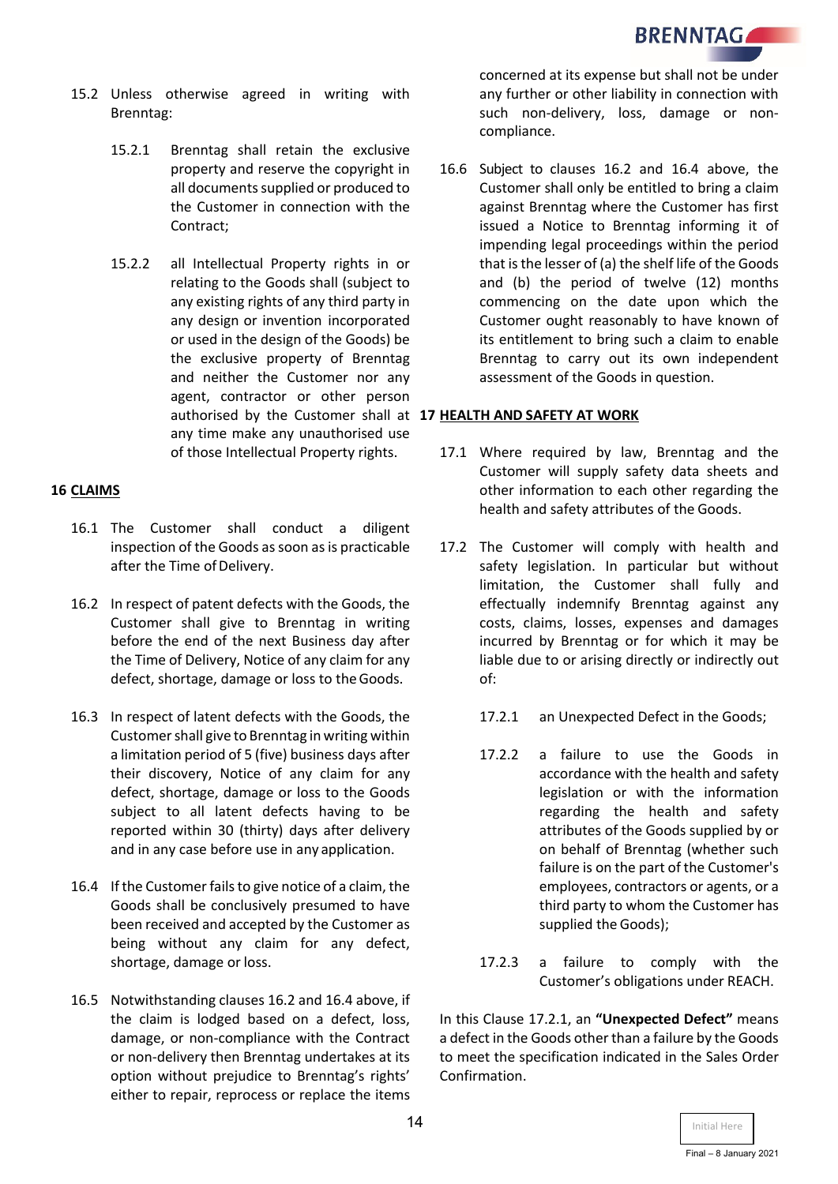15.2 Unless otherwise agreed in writing with Brenntag:

15.2.1 Brenntag shall retain the exclusive property and reserve the copyright in all documents supplied or produced to the Customer in connection with the Contract;

15.2.2 all Intellectual Property rights in or relating to the Goods shall (subject to any existing rights of any third party in any design or invention incorporated or used in the design of the Goods) be the exclusive property of Brenntag and neither the Customer nor any agent, contractor or other person authorised by the Customer shall at any time make any unauthorised use of those Intellectual Property rights.

## 16 CLAIMS

16.1 The Customer shall conduct a diligent inspection of the Goods as soon as is practicable after the Time of Delivery.

16.2 In respect of patent defects with the Goods, the Customer shall give to Brenntag in writing before the end of the next Business day after the Time of Delivery, Notice of any claim for any defect, shortage, damage or loss to the Goods.

16.3 In respect of latent defects with the Goods, the Customer shall give to Brenntag in writing within a limitation period of 5 (five) business days after their discovery, Notice of any claim for any defect, shortage, damage or loss to the Goods subject to all latent defects having to be reported within 30 (thirty) days after delivery and in any case before use in any application.

16.4 If the Customer fails to give notice of a claim, the Goods shall be conclusively presumed to have been received and accepted by the Customer as being without any claim for any defect, shortage, damage or loss.

16.5 Notwithstanding clauses 16.2 and 16.4 above, if the claim is lodged based on a defect, loss, damage, or non-compliance with the Contract or non-delivery then Brenntag undertakes at its option without prejudice to Brenntag's rights' either to repair, reprocess or replace the items concerned at its expense but shall not be under any further or other liability in connection with such non-delivery, loss, damage or non-compliance.

16.6 Subject to clauses 16.2 and 16.4 above, the Customer shall only be entitled to bring a claim against Brenntag where the Customer has first issued a Notice to Brenntag informing it of impending legal proceedings within the period that is the lesser of (a) the shelf life of the Goods and (b) the period of twelve (12) months commencing on the date upon which the Customer ought reasonably to have known of its entitlement to bring such a claim to enable Brenntag to carry out its own independent assessment of the Goods in question.

## 17 HEALTH AND SAFETY AT WORK

17.1 Where required by law, Brenntag and the Customer will supply safety data sheets and other information to each other regarding the health and safety attributes of the Goods.

17.2 The Customer will comply with health and safety legislation. In particular but without limitation, the Customer shall fully and effectually indemnify Brenntag against any costs, claims, losses, expenses and damages incurred by Brenntag or for which it may be liable due to or arising directly or indirectly out of:

17.2.1 an Unexpected Defect in the Goods;

17.2.2 a failure to use the Goods in accordance with the health and safety legislation or with the information regarding the health and safety attributes of the Goods supplied by or on behalf of Brenntag (whether such failure is on the part of the Customer's employees, contractors or agents, or a third party to whom the Customer has supplied the Goods);

17.2.3 a failure to comply with the Customer's obligations under REACH.

In this Clause 17.2.1, an **"Unexpected Defect"** means a defect in the Goods other than a failure by the Goods to meet the specification indicated in the Sales Order Confirmation.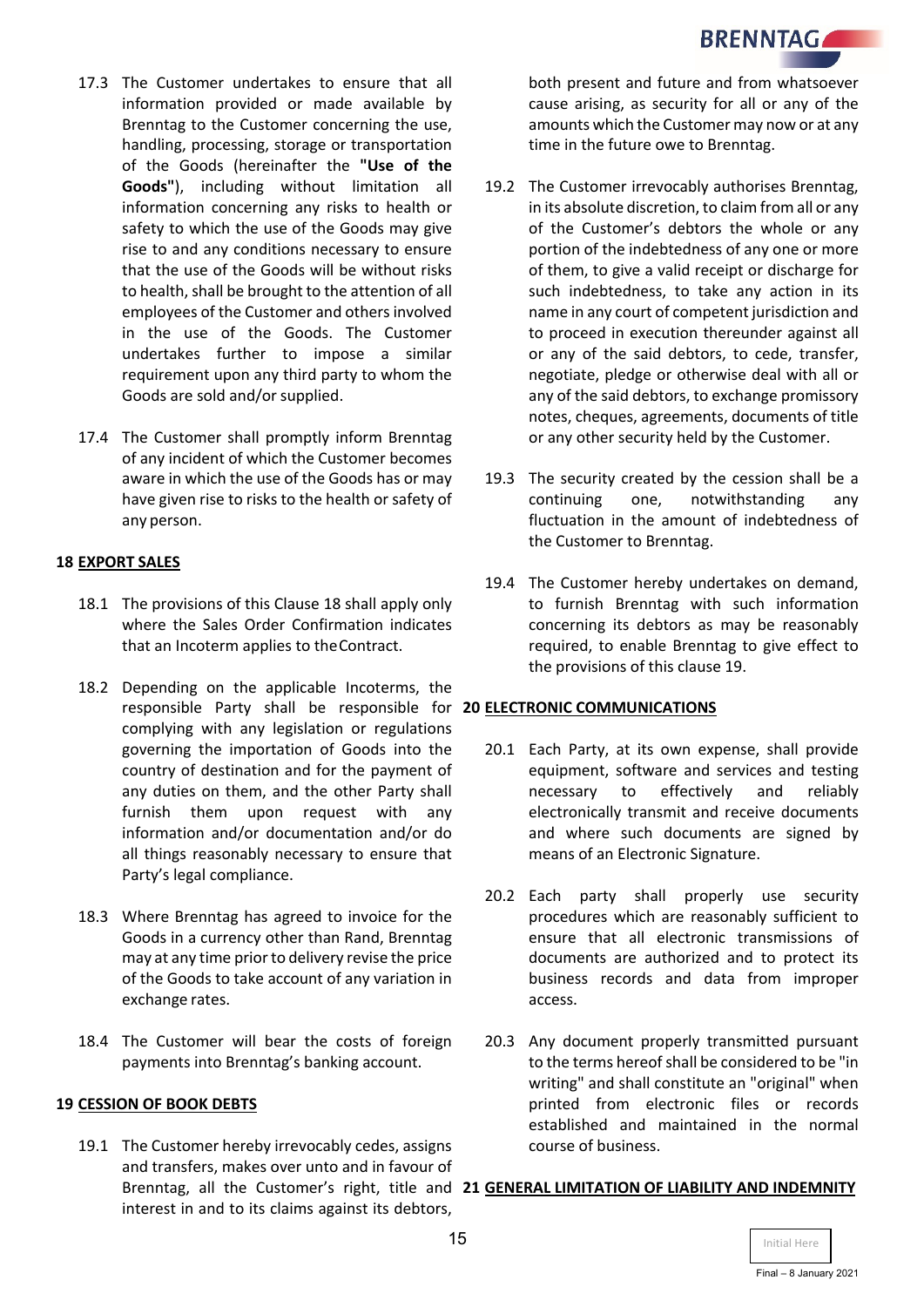17.3 The Customer undertakes to ensure that all information provided or made available by Brenntag to the Customer concerning the use, handling, processing, storage or transportation of the Goods (hereinafter the **"Use of the Goods"**), including without limitation all information concerning any risks to health or safety to which the use of the Goods may give rise to and any conditions necessary to ensure that the use of the Goods will be without risks to health, shall be brought to the attention of all employees of the Customer and others involved in the use of the Goods. The Customer undertakes further to impose a similar requirement upon any third party to whom the Goods are sold and/or supplied.

17.4 The Customer shall promptly inform Brenntag of any incident of which the Customer becomes aware in which the use of the Goods has or may have given rise to risks to the health or safety of any person.

## 18 EXPORT SALES

18.1 The provisions of this Clause 18 shall apply only where the Sales Order Confirmation indicates that an Incoterm applies to the Contract.

18.2 Depending on the applicable Incoterms, the responsible Party shall be responsible for complying with any legislation or regulations governing the importation of Goods into the country of destination and for the payment of any duties on them, and the other Party shall furnish them upon request with any information and/or documentation and/or do all things reasonably necessary to ensure that Party's legal compliance.

18.3 Where Brenntag has agreed to invoice for the Goods in a currency other than Rand, Brenntag may at any time prior to delivery revise the price of the Goods to take account of any variation in exchange rates.

18.4 The Customer will bear the costs of foreign payments into Brenntag's banking account.

## 19 CESSION OF BOOK DEBTS

19.1 The Customer hereby irrevocably cedes, assigns and transfers, makes over unto and in favour of Brenntag, all the Customer's right, title and interest in and to its claims against its debtors, both present and future and from whatsoever cause arising, as security for all or any of the amounts which the Customer may now or at any time in the future owe to Brenntag.

19.2 The Customer irrevocably authorises Brenntag, in its absolute discretion, to claim from all or any of the Customer's debtors the whole or any portion of the indebtedness of any one or more of them, to give a valid receipt or discharge for such indebtedness, to take any action in its name in any court of competent jurisdiction and to proceed in execution thereunder against all or any of the said debtors, to cede, transfer, negotiate, pledge or otherwise deal with all or any of the said debtors, to exchange promissory notes, cheques, agreements, documents of title or any other security held by the Customer.

19.3 The security created by the cession shall be a continuing one, notwithstanding any fluctuation in the amount of indebtedness of the Customer to Brenntag.

19.4 The Customer hereby undertakes on demand, to furnish Brenntag with such information concerning its debtors as may be reasonably required, to enable Brenntag to give effect to the provisions of this clause 19.

## 20 ELECTRONIC COMMUNICATIONS

20.1 Each Party, at its own expense, shall provide equipment, software and services and testing necessary to effectively and reliably electronically transmit and receive documents and where such documents are signed by means of an Electronic Signature.

20.2 Each party shall properly use security procedures which are reasonably sufficient to ensure that all electronic transmissions of documents are authorized and to protect its business records and data from improper access.

20.3 Any document properly transmitted pursuant to the terms hereof shall be considered to be "in writing" and shall constitute an "original" when printed from electronic files or records established and maintained in the normal course of business.

## 21 GENERAL LIMITATION OF LIABILITY AND INDEMNITY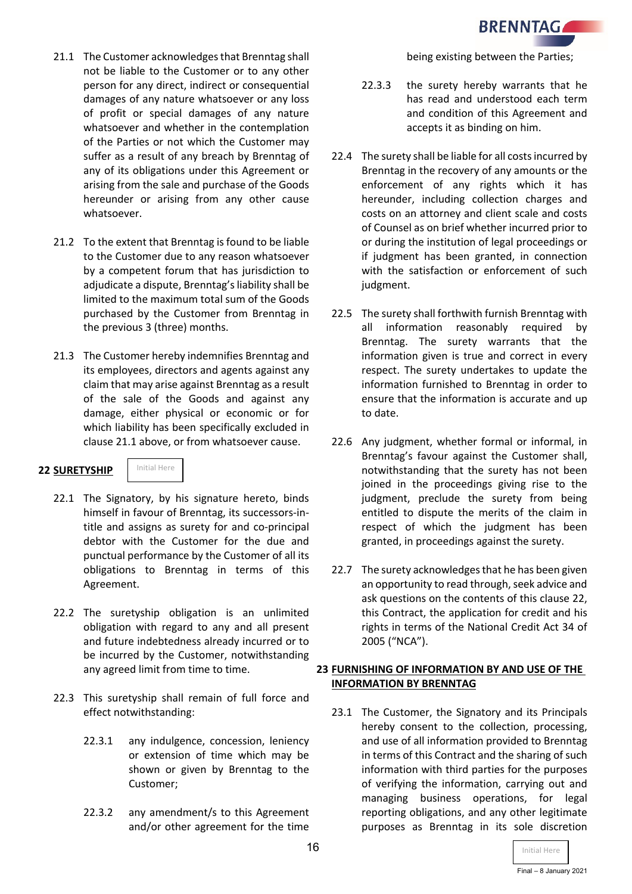21.1 The Customer acknowledges that Brenntag shall not be liable to the Customer or to any other person for any direct, indirect or consequential damages of any nature whatsoever or any loss of profit or special damages of any nature whatsoever and whether in the contemplation of the Parties or not which the Customer may suffer as a result of any breach by Brenntag of any of its obligations under this Agreement or arising from the sale and purchase of the Goods hereunder or arising from any other cause whatsoever.

21.2 To the extent that Brenntag is found to be liable to the Customer due to any reason whatsoever by a competent forum that has jurisdiction to adjudicate a dispute, Brenntag's liability shall be limited to the maximum total sum of the Goods purchased by the Customer from Brenntag in the previous 3 (three) months.

21.3 The Customer hereby indemnifies Brenntag and its employees, directors and agents against any claim that may arise against Brenntag as a result of the sale of the Goods and against any damage, either physical or economic or for which liability has been specifically excluded in clause 21.1 above, or from whatsoever cause.

## 22 SURETYSHIP

Initial Here

22.1 The Signatory, by his signature hereto, binds himself in favour of Brenntag, its successors-in-title and assigns as surety for and co-principal debtor with the Customer for the due and punctual performance by the Customer of all its obligations to Brenntag in terms of this Agreement.

22.2 The suretyship obligation is an unlimited obligation with regard to any and all present and future indebtedness already incurred or to be incurred by the Customer, notwithstanding any agreed limit from time to time.

22.3 This suretyship shall remain of full force and effect notwithstanding:

22.3.1 any indulgence, concession, leniency or extension of time which may be shown or given by Brenntag to the Customer;

22.3.2 any amendment/s to this Agreement and/or other agreement for the time being existing between the Parties;

22.3.3 the surety hereby warrants that he has read and understood each term and condition of this Agreement and accepts it as binding on him.

22.4 The surety shall be liable for all costs incurred by Brenntag in the recovery of any amounts or the enforcement of any rights which it has hereunder, including collection charges and costs on an attorney and client scale and costs of Counsel as on brief whether incurred prior to or during the institution of legal proceedings or if judgment has been granted, in connection with the satisfaction or enforcement of such judgment.

22.5 The surety shall forthwith furnish Brenntag with all information reasonably required by Brenntag. The surety warrants that the information given is true and correct in every respect. The surety undertakes to update the information furnished to Brenntag in order to ensure that the information is accurate and up to date.

22.6 Any judgment, whether formal or informal, in Brenntag's favour against the Customer shall, notwithstanding that the surety has not been joined in the proceedings giving rise to the judgment, preclude the surety from being entitled to dispute the merits of the claim in respect of which the judgment has been granted, in proceedings against the surety.

22.7 The surety acknowledges that he has been given an opportunity to read through, seek advice and ask questions on the contents of this clause 22, this Contract, the application for credit and his rights in terms of the National Credit Act 34 of 2005 ("NCA").

## 23 FURNISHING OF INFORMATION BY AND USE OF THE INFORMATION BY BRENNTAG

23.1 The Customer, the Signatory and its Principals hereby consent to the collection, processing, and use of all information provided to Brenntag in terms of this Contract and the sharing of such information with third parties for the purposes of verifying the information, carrying out and managing business operations, for legal reporting obligations, and any other legitimate purposes as Brenntag in its sole discretion

Initial Here

Final – 8 January 2021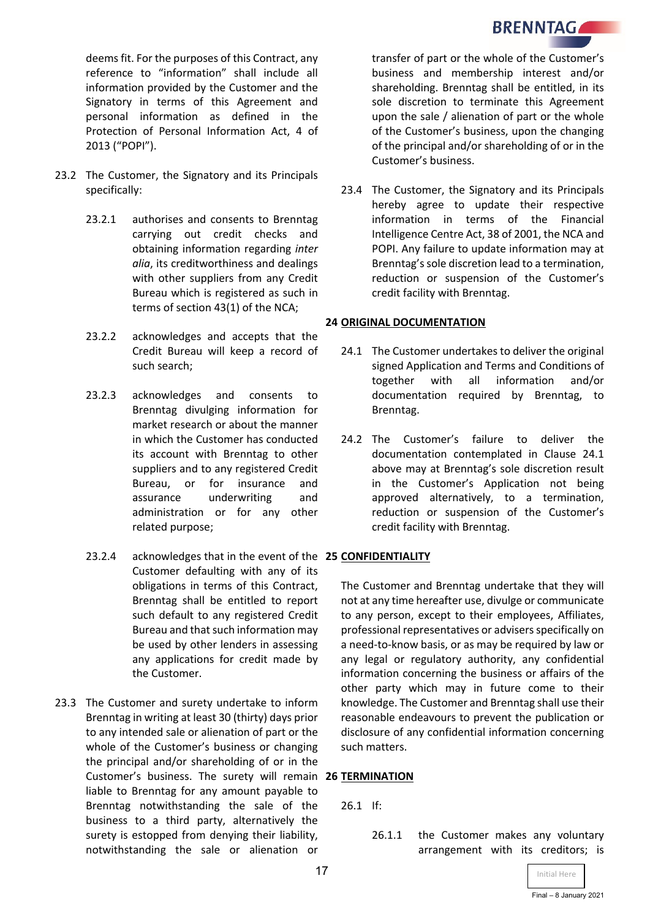deems fit. For the purposes of this Contract, any reference to "information" shall include all information provided by the Customer and the Signatory in terms of this Agreement and personal information as defined in the Protection of Personal Information Act, 4 of 2013 ("POPI").

23.2 The Customer, the Signatory and its Principals specifically:

23.2.1 authorises and consents to Brenntag carrying out credit checks and obtaining information regarding *inter alia*, its creditworthiness and dealings with other suppliers from any Credit Bureau which is registered as such in terms of section 43(1) of the NCA;

23.2.2 acknowledges and accepts that the Credit Bureau will keep a record of such search;

23.2.3 acknowledges and consents to Brenntag divulging information for market research or about the manner in which the Customer has conducted its account with Brenntag to other suppliers and to any registered Credit Bureau, or for insurance and assurance underwriting and administration or for any other related purpose;

23.2.4 acknowledges that in the event of the Customer defaulting with any of its obligations in terms of this Contract, Brenntag shall be entitled to report such default to any registered Credit Bureau and that such information may be used by other lenders in assessing any applications for credit made by the Customer.

23.3 The Customer and surety undertake to inform Brenntag in writing at least 30 (thirty) days prior to any intended sale or alienation of part or the whole of the Customer's business or changing the principal and/or shareholding of or in the Customer's business. The surety will remain liable to Brenntag for any amount payable to Brenntag notwithstanding the sale of the business to a third party, alternatively the surety is estopped from denying their liability, notwithstanding the sale or alienation or transfer of part or the whole of the Customer's business and membership interest and/or shareholding. Brenntag shall be entitled, in its sole discretion to terminate this Agreement upon the sale / alienation of part or the whole of the Customer's business, upon the changing of the principal and/or shareholding of or in the Customer's business.

23.4 The Customer, the Signatory and its Principals hereby agree to update their respective information in terms of the Financial Intelligence Centre Act, 38 of 2001, the NCA and POPI. Any failure to update information may at Brenntag's sole discretion lead to a termination, reduction or suspension of the Customer's credit facility with Brenntag.

## 24 ORIGINAL DOCUMENTATION

24.1 The Customer undertakes to deliver the original signed Application and Terms and Conditions of together with all information and/or documentation required by Brenntag, to Brenntag.

24.2 The Customer's failure to deliver the documentation contemplated in Clause 24.1 above may at Brenntag's sole discretion result in the Customer's Application not being approved alternatively, to a termination, reduction or suspension of the Customer's credit facility with Brenntag.

## 25 CONFIDENTIALITY

The Customer and Brenntag undertake that they will not at any time hereafter use, divulge or communicate to any person, except to their employees, Affiliates, professional representatives or advisers specifically on a need-to-know basis, or as may be required by law or any legal or regulatory authority, any confidential information concerning the business or affairs of the other party which may in future come to their knowledge. The Customer and Brenntag shall use their reasonable endeavours to prevent the publication or disclosure of any confidential information concerning such matters.

## 26 TERMINATION

26.1 If:

26.1.1 the Customer makes any voluntary arrangement with its creditors; is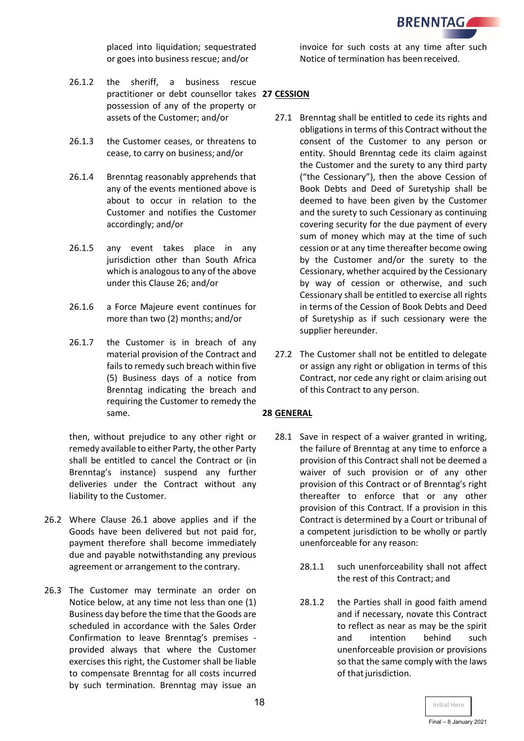placed into liquidation; sequestrated or goes into business rescue; and/or

26.1.2 the sheriff, a business rescue practitioner or debt counsellor takes possession of any of the property or assets of the Customer; and/or

26.1.3 the Customer ceases, or threatens to cease, to carry on business; and/or

26.1.4 Brenntag reasonably apprehends that any of the events mentioned above is about to occur in relation to the Customer and notifies the Customer accordingly; and/or

26.1.5 any event takes place in any jurisdiction other than South Africa which is analogous to any of the above under this Clause 26; and/or

26.1.6 a Force Majeure event continues for more than two (2) months; and/or

26.1.7 the Customer is in breach of any material provision of the Contract and fails to remedy such breach within five (5) Business days of a notice from Brenntag indicating the breach and requiring the Customer to remedy the same.

then, without prejudice to any other right or remedy available to either Party, the other Party shall be entitled to cancel the Contract or (in Brenntag's instance) suspend any further deliveries under the Contract without any liability to the Customer.

26.2 Where Clause 26.1 above applies and if the Goods have been delivered but not paid for, payment therefore shall become immediately due and payable notwithstanding any previous agreement or arrangement to the contrary.

26.3 The Customer may terminate an order on Notice below, at any time not less than one (1) Business day before the time that the Goods are scheduled in accordance with the Sales Order Confirmation to leave Brenntag's premises - provided always that where the Customer exercises this right, the Customer shall be liable to compensate Brenntag for all costs incurred by such termination. Brenntag may issue an invoice for such costs at any time after such Notice of termination has been received.

## 27 CESSION

27.1 Brenntag shall be entitled to cede its rights and obligations in terms of this Contract without the consent of the Customer to any person or entity. Should Brenntag cede its claim against the Customer and the surety to any third party ("the Cessionary"), then the above Cession of Book Debts and Deed of Suretyship shall be deemed to have been given by the Customer and the surety to such Cessionary as continuing covering security for the due payment of every sum of money which may at the time of such cession or at any time thereafter become owing by the Customer and/or the surety to the Cessionary, whether acquired by the Cessionary by way of cession or otherwise, and such Cessionary shall be entitled to exercise all rights in terms of the Cession of Book Debts and Deed of Suretyship as if such cessionary were the supplier hereunder.

27.2 The Customer shall not be entitled to delegate or assign any right or obligation in terms of this Contract, nor cede any right or claim arising out of this Contract to any person.

## 28 GENERAL

28.1 Save in respect of a waiver granted in writing, the failure of Brenntag at any time to enforce a provision of this Contract shall not be deemed a waiver of such provision or of any other provision of this Contract or of Brenntag's right thereafter to enforce that or any other provision of this Contract. If a provision in this Contract is determined by a Court or tribunal of a competent jurisdiction to be wholly or partly unenforceable for any reason:

28.1.1 such unenforceability shall not affect the rest of this Contract; and

28.1.2 the Parties shall in good faith amend and if necessary, novate this Contract to reflect as near as may be the spirit and intention behind such unenforceable provision or provisions so that the same comply with the laws of that jurisdiction.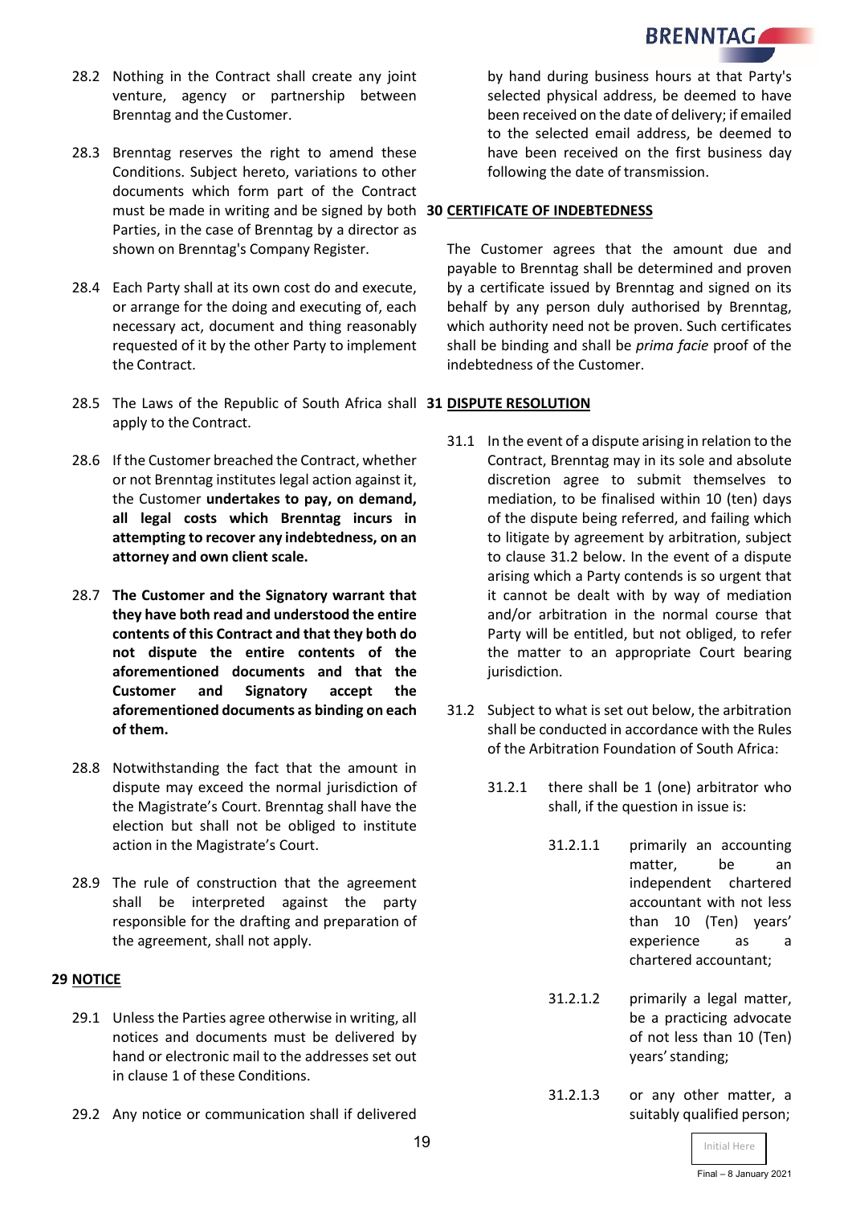28.2 Nothing in the Contract shall create any joint venture, agency or partnership between Brenntag and the Customer.

28.3 Brenntag reserves the right to amend these Conditions. Subject hereto, variations to other documents which form part of the Contract must be made in writing and be signed by both Parties, in the case of Brenntag by a director as shown on Brenntag's Company Register.

28.4 Each Party shall at its own cost do and execute, or arrange for the doing and executing of, each necessary act, document and thing reasonably requested of it by the other Party to implement the Contract.

28.5 The Laws of the Republic of South Africa shall apply to the Contract.

28.6 If the Customer breached the Contract, whether or not Brenntag institutes legal action against it, the Customer **undertakes to pay, on demand, all legal costs which Brenntag incurs in attempting to recover any indebtedness, on an attorney and own client scale.**

28.7 **The Customer and the Signatory warrant that they have both read and understood the entire contents of this Contract and that they both do not dispute the entire contents of the aforementioned documents and that the Customer and Signatory accept the aforementioned documents as binding on each of them.**

28.8 Notwithstanding the fact that the amount in dispute may exceed the normal jurisdiction of the Magistrate's Court. Brenntag shall have the election but shall not be obliged to institute action in the Magistrate's Court.

28.9 The rule of construction that the agreement shall be interpreted against the party responsible for the drafting and preparation of the agreement, shall not apply.

## 29 NOTICE

29.1 Unless the Parties agree otherwise in writing, all notices and documents must be delivered by hand or electronic mail to the addresses set out in clause 1 of these Conditions.

29.2 Any notice or communication shall if delivered by hand during business hours at that Party's selected physical address, be deemed to have been received on the date of delivery; if emailed to the selected email address, be deemed to have been received on the first business day following the date of transmission.

## 30 CERTIFICATE OF INDEBTEDNESS

The Customer agrees that the amount due and payable to Brenntag shall be determined and proven by a certificate issued by Brenntag and signed on its behalf by any person duly authorised by Brenntag, which authority need not be proven. Such certificates shall be binding and shall be *prima facie* proof of the indebtedness of the Customer.

## 31 DISPUTE RESOLUTION

31.1 In the event of a dispute arising in relation to the Contract, Brenntag may in its sole and absolute discretion agree to submit themselves to mediation, to be finalised within 10 (ten) days of the dispute being referred, and failing which to litigate by agreement by arbitration, subject to clause 31.2 below. In the event of a dispute arising which a Party contends is so urgent that it cannot be dealt with by way of mediation and/or arbitration in the normal course that Party will be entitled, but not obliged, to refer the matter to an appropriate Court bearing jurisdiction.

31.2 Subject to what is set out below, the arbitration shall be conducted in accordance with the Rules of the Arbitration Foundation of South Africa:

31.2.1 there shall be 1 (one) arbitrator who shall, if the question in issue is:

31.2.1.1 primarily an accounting matter, be an independent chartered accountant with not less than 10 (Ten) years' experience as a chartered accountant;

31.2.1.2 primarily a legal matter, be a practicing advocate of not less than 10 (Ten) years' standing;

31.2.1.3 or any other matter, a suitably qualified person;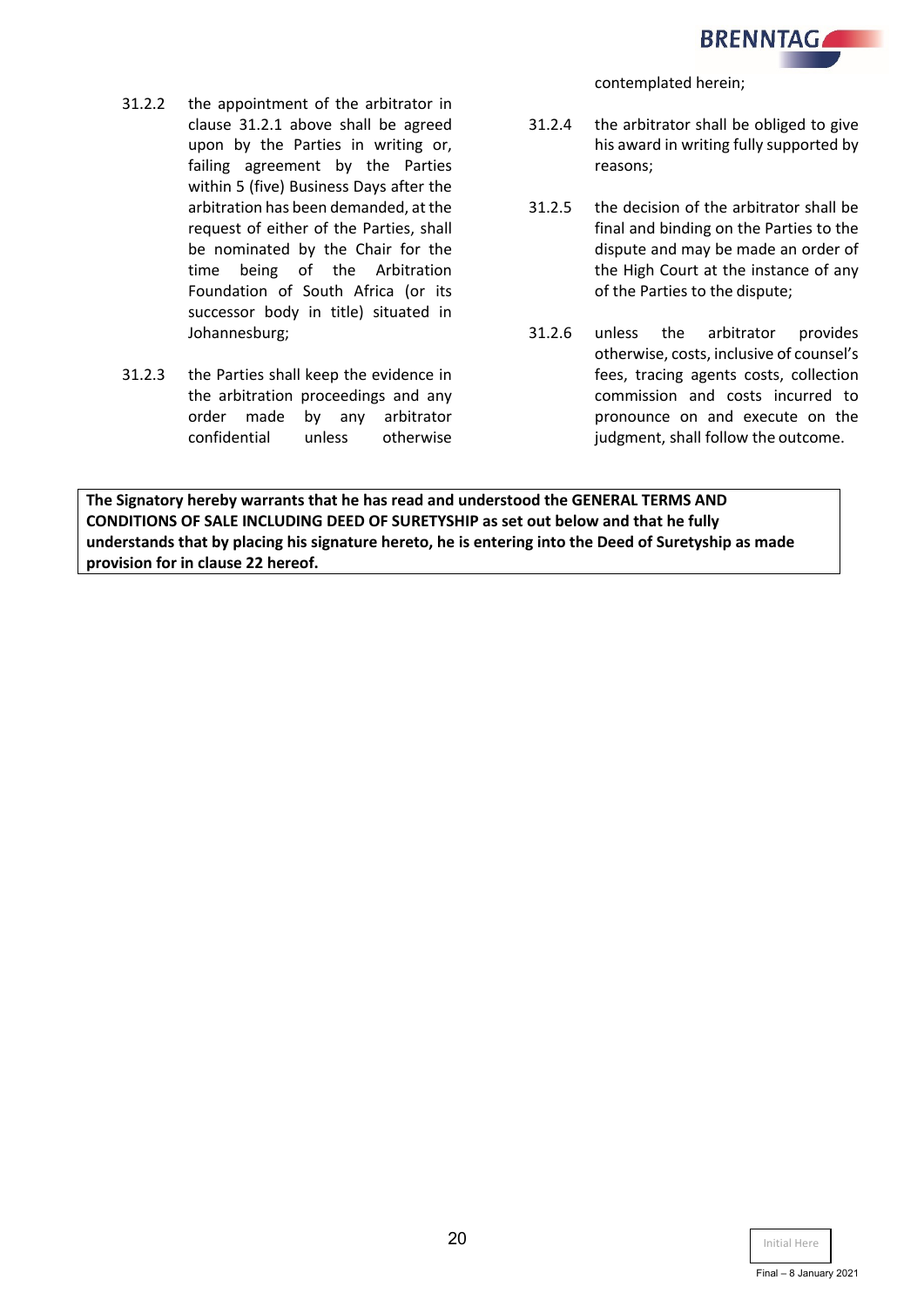31.2.2 the appointment of the arbitrator in clause 31.2.1 above shall be agreed upon by the Parties in writing or, failing agreement by the Parties within 5 (five) Business Days after the arbitration has been demanded, at the request of either of the Parties, shall be nominated by the Chair for the time being of the Arbitration Foundation of South Africa (or its successor body in title) situated in Johannesburg;

31.2.3 the Parties shall keep the evidence in the arbitration proceedings and any order made by any arbitrator confidential unless otherwise contemplated herein;

31.2.4 the arbitrator shall be obliged to give his award in writing fully supported by reasons;

31.2.5 the decision of the arbitrator shall be final and binding on the Parties to the dispute and may be made an order of the High Court at the instance of any of the Parties to the dispute;

31.2.6 unless the arbitrator provides otherwise, costs, inclusive of counsel's fees, tracing agents costs, collection commission and costs incurred to pronounce on and execute on the judgment, shall follow the outcome.

**The Signatory hereby warrants that he has read and understood the GENERAL TERMS AND CONDITIONS OF SALE INCLUDING DEED OF SURETYSHIP as set out below and that he fully understands that by placing his signature hereto, he is entering into the Deed of Suretyship as made provision for in clause 22 hereof.**

Initial Here

Final – 8 January 2021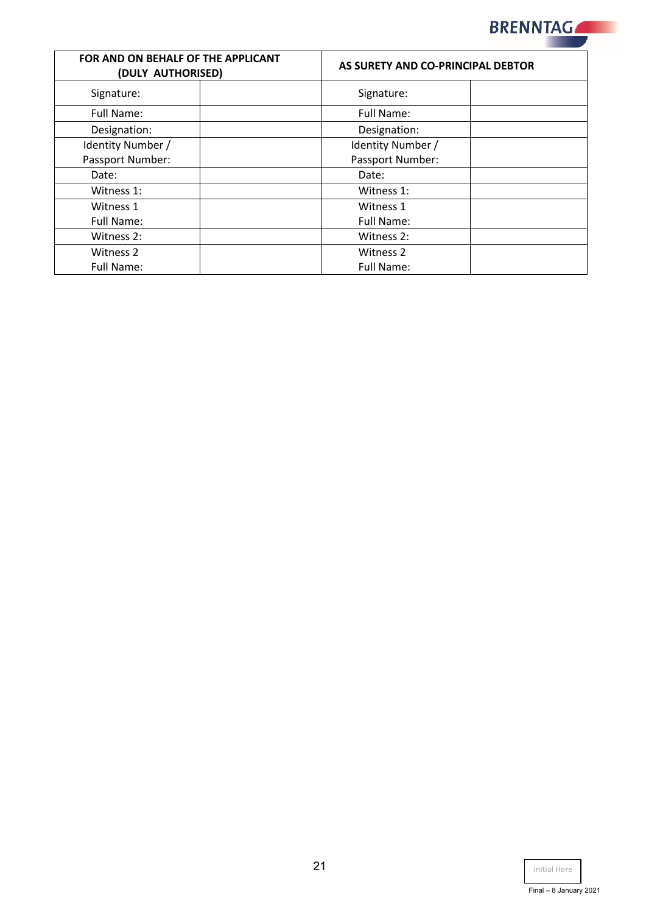| FOR AND ON BEHALF OF THE APPLICANT (DULY AUTHORISED) | | AS SURETY AND CO-PRINCIPAL DEBTOR | |
|---|---|---|---|
| Signature: | | Signature: | |
| Full Name: | | Full Name: | |
| Designation: | | Designation: | |
| Identity Number / Passport Number: | | Identity Number / Passport Number: | |
| Date: | | Date: | |
| Witness 1: | | Witness 1: | |
| Witness 1 Full Name: | | Witness 1 Full Name: | |
| Witness 2: | | Witness 2: | |
| Witness 2 Full Name: | | Witness 2 Full Name: | |

Initial Here